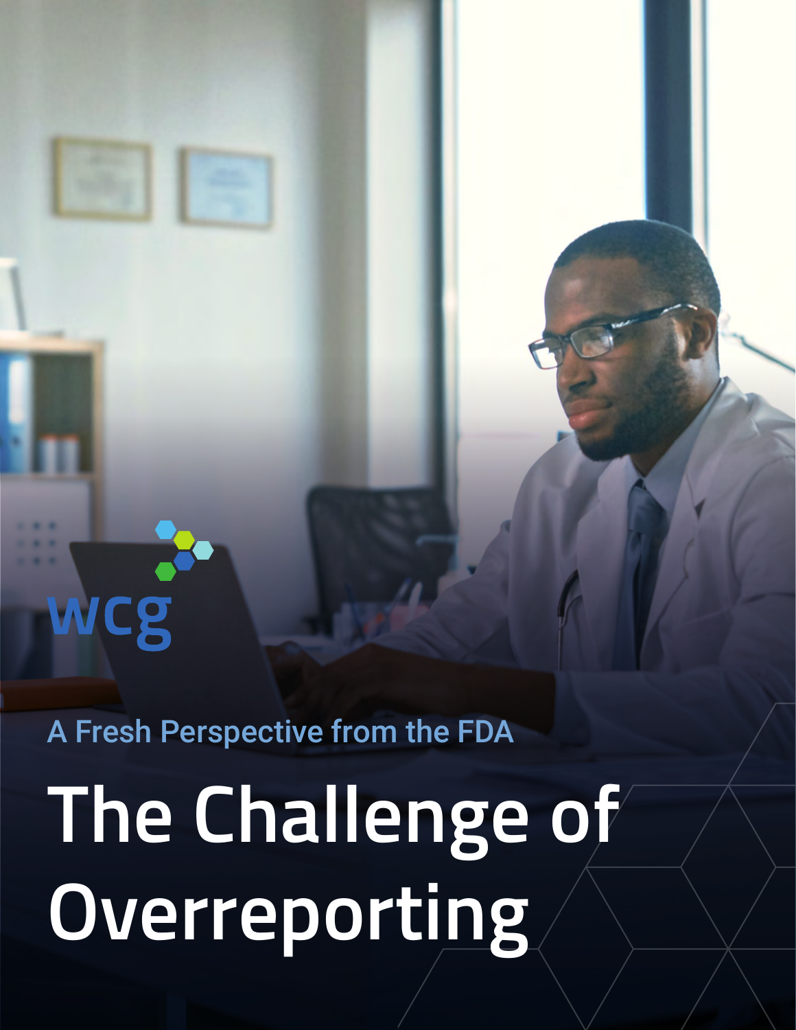wcg

A Fresh Perspective from the FDA

# The Challenge of Overreporting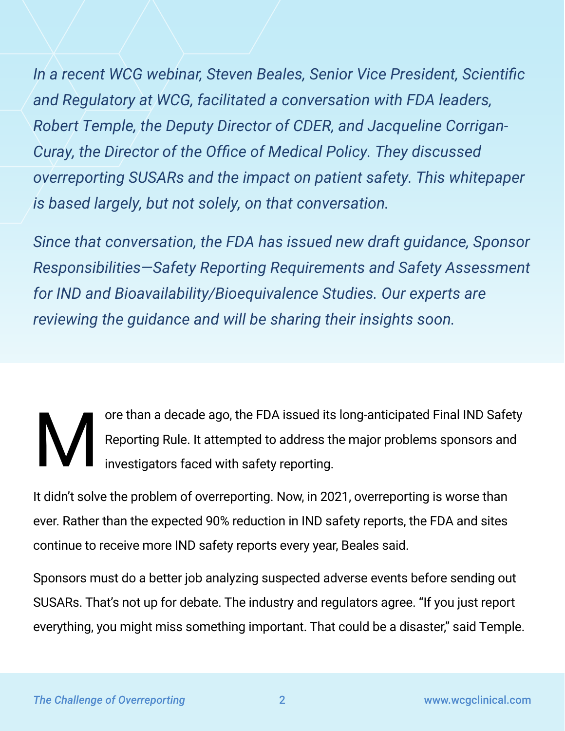*In a recent WCG webinar, Steven Beales, Senior Vice President, Scientific and Regulatory at WCG, facilitated a conversation with FDA leaders, Robert Temple, the Deputy Director of CDER, and Jacqueline Corrigan-Curay, the Director of the Office of Medical Policy. They discussed overreporting SUSARs and the impact on patient safety. This whitepaper is based largely, but not solely, on that conversation.*

*Since that conversation, the FDA has issued new draft guidance, Sponsor Responsibilities—Safety Reporting Requirements and Safety Assessment for IND and Bioavailability/Bioequivalence Studies. Our experts are reviewing the guidance and will be sharing their insights soon.*

More than a decade ago, the FDA issued its long-anticipated Final IND Safety Reporting Rule. It attempted to address the major problems sponsors and investigators faced with safety reporting.

It didn't solve the problem of overreporting. Now, in 2021, overreporting is worse than ever. Rather than the expected 90% reduction in IND safety reports, the FDA and sites continue to receive more IND safety reports every year, Beales said.

Sponsors must do a better job analyzing suspected adverse events before sending out SUSARs. That's not up for debate. The industry and regulators agree. "If you just report everything, you might miss something important. That could be a disaster," said Temple.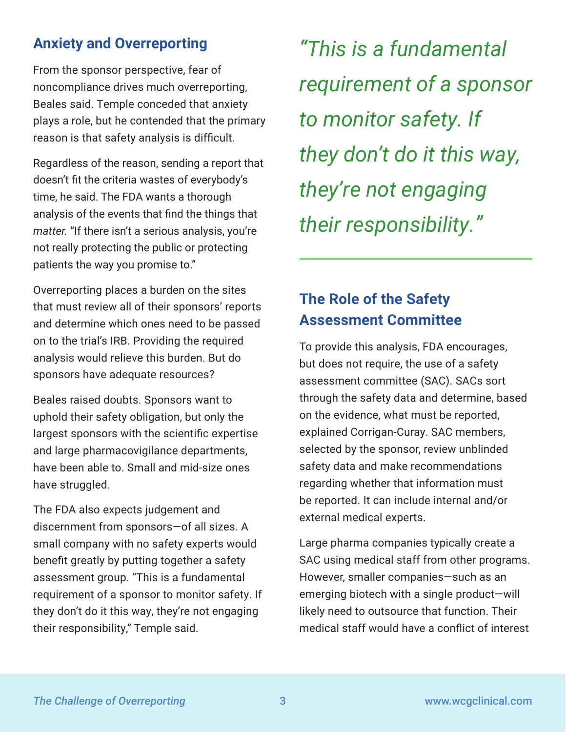## Anxiety and Overreporting

From the sponsor perspective, fear of noncompliance drives much overreporting, Beales said. Temple conceded that anxiety plays a role, but he contended that the primary reason is that safety analysis is difficult.

Regardless of the reason, sending a report that doesn't fit the criteria wastes of everybody's time, he said. The FDA wants a thorough analysis of the events that find the things that *matter.* "If there isn't a serious analysis, you're not really protecting the public or protecting patients the way you promise to."

Overreporting places a burden on the sites that must review all of their sponsors' reports and determine which ones need to be passed on to the trial's IRB. Providing the required analysis would relieve this burden. But do sponsors have adequate resources?

Beales raised doubts. Sponsors want to uphold their safety obligation, but only the largest sponsors with the scientific expertise and large pharmacovigilance departments, have been able to. Small and mid-size ones have struggled.

The FDA also expects judgement and discernment from sponsors—of all sizes. A small company with no safety experts would benefit greatly by putting together a safety assessment group. "This is a fundamental requirement of a sponsor to monitor safety. If they don't do it this way, they're not engaging their responsibility," Temple said.

> *"This is a fundamental requirement of a sponsor to monitor safety. If they don't do it this way, they're not engaging their responsibility."*

## The Role of the Safety Assessment Committee

To provide this analysis, FDA encourages, but does not require, the use of a safety assessment committee (SAC). SACs sort through the safety data and determine, based on the evidence, what must be reported, explained Corrigan-Curay. SAC members, selected by the sponsor, review unblinded safety data and make recommendations regarding whether that information must be reported. It can include internal and/or external medical experts.

Large pharma companies typically create a SAC using medical staff from other programs. However, smaller companies—such as an emerging biotech with a single product—will likely need to outsource that function. Their medical staff would have a conflict of interest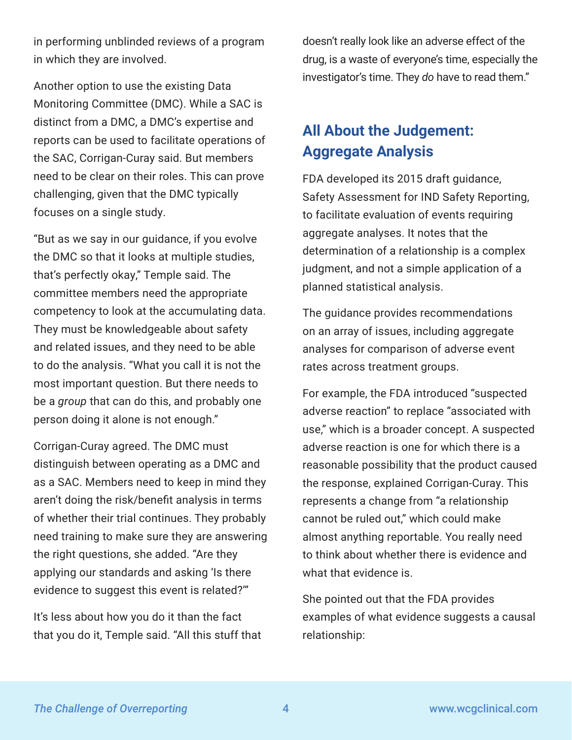in performing unblinded reviews of a program in which they are involved.

Another option to use the existing Data Monitoring Committee (DMC). While a SAC is distinct from a DMC, a DMC's expertise and reports can be used to facilitate operations of the SAC, Corrigan-Curay said. But members need to be clear on their roles. This can prove challenging, given that the DMC typically focuses on a single study.

"But as we say in our guidance, if you evolve the DMC so that it looks at multiple studies, that's perfectly okay," Temple said. The committee members need the appropriate competency to look at the accumulating data. They must be knowledgeable about safety and related issues, and they need to be able to do the analysis. "What you call it is not the most important question. But there needs to be a *group* that can do this, and probably one person doing it alone is not enough."

Corrigan-Curay agreed. The DMC must distinguish between operating as a DMC and as a SAC. Members need to keep in mind they aren't doing the risk/benefit analysis in terms of whether their trial continues. They probably need training to make sure they are answering the right questions, she added. "Are they applying our standards and asking 'Is there evidence to suggest this event is related?'"

It's less about how you do it than the fact that you do it, Temple said. "All this stuff that doesn't really look like an adverse effect of the drug, is a waste of everyone's time, especially the investigator's time. They *do* have to read them."

## All About the Judgement: Aggregate Analysis

FDA developed its 2015 draft guidance, Safety Assessment for IND Safety Reporting, to facilitate evaluation of events requiring aggregate analyses. It notes that the determination of a relationship is a complex judgment, and not a simple application of a planned statistical analysis.

The guidance provides recommendations on an array of issues, including aggregate analyses for comparison of adverse event rates across treatment groups.

For example, the FDA introduced "suspected adverse reaction" to replace "associated with use," which is a broader concept. A suspected adverse reaction is one for which there is a reasonable possibility that the product caused the response, explained Corrigan-Curay. This represents a change from "a relationship cannot be ruled out," which could make almost anything reportable. You really need to think about whether there is evidence and what that evidence is.

She pointed out that the FDA provides examples of what evidence suggests a causal relationship: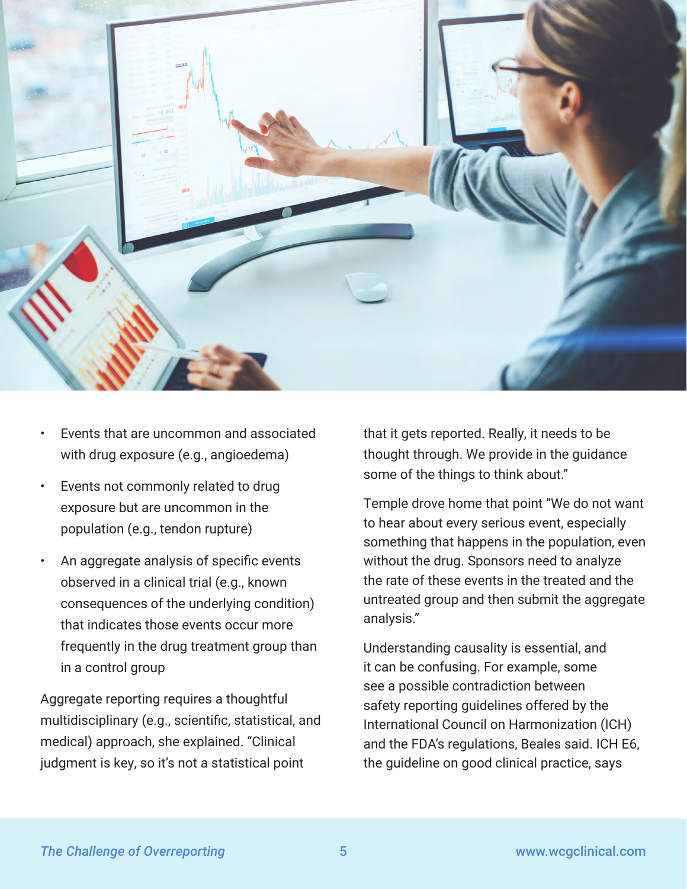- Events that are uncommon and associated with drug exposure (e.g., angioedema)
- Events not commonly related to drug exposure but are uncommon in the population (e.g., tendon rupture)
- An aggregate analysis of specific events observed in a clinical trial (e.g., known consequences of the underlying condition) that indicates those events occur more frequently in the drug treatment group than in a control group

Aggregate reporting requires a thoughtful multidisciplinary (e.g., scientific, statistical, and medical) approach, she explained. "Clinical judgment is key, so it's not a statistical point that it gets reported. Really, it needs to be thought through. We provide in the guidance some of the things to think about."

Temple drove home that point "We do not want to hear about every serious event, especially something that happens in the population, even without the drug. Sponsors need to analyze the rate of these events in the treated and the untreated group and then submit the aggregate analysis."

Understanding causality is essential, and it can be confusing. For example, some see a possible contradiction between safety reporting guidelines offered by the International Council on Harmonization (ICH) and the FDA's regulations, Beales said. ICH E6, the guideline on good clinical practice, says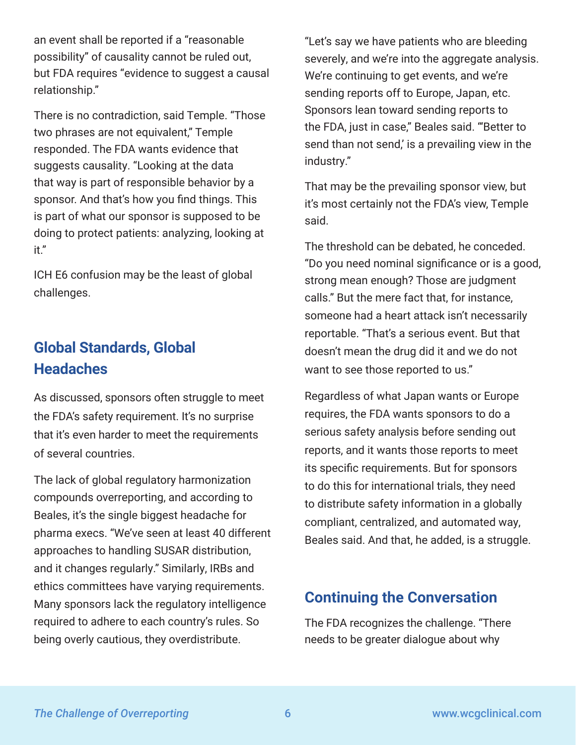an event shall be reported if a "reasonable possibility" of causality cannot be ruled out, but FDA requires "evidence to suggest a causal relationship."

There is no contradiction, said Temple. "Those two phrases are not equivalent," Temple responded. The FDA wants evidence that suggests causality. "Looking at the data that way is part of responsible behavior by a sponsor. And that's how you find things. This is part of what our sponsor is supposed to be doing to protect patients: analyzing, looking at it."

ICH E6 confusion may be the least of global challenges.

## Global Standards, Global Headaches

As discussed, sponsors often struggle to meet the FDA's safety requirement. It's no surprise that it's even harder to meet the requirements of several countries.

The lack of global regulatory harmonization compounds overreporting, and according to Beales, it's the single biggest headache for pharma execs. "We've seen at least 40 different approaches to handling SUSAR distribution, and it changes regularly." Similarly, IRBs and ethics committees have varying requirements. Many sponsors lack the regulatory intelligence required to adhere to each country's rules. So being overly cautious, they overdistribute.

"Let's say we have patients who are bleeding severely, and we're into the aggregate analysis. We're continuing to get events, and we're sending reports off to Europe, Japan, etc. Sponsors lean toward sending reports to the FDA, just in case," Beales said. "'Better to send than not send,' is a prevailing view in the industry."

That may be the prevailing sponsor view, but it's most certainly not the FDA's view, Temple said.

The threshold can be debated, he conceded. "Do you need nominal significance or is a good, strong mean enough? Those are judgment calls." But the mere fact that, for instance, someone had a heart attack isn't necessarily reportable. "That's a serious event. But that doesn't mean the drug did it and we do not want to see those reported to us."

Regardless of what Japan wants or Europe requires, the FDA wants sponsors to do a serious safety analysis before sending out reports, and it wants those reports to meet its specific requirements. But for sponsors to do this for international trials, they need to distribute safety information in a globally compliant, centralized, and automated way, Beales said. And that, he added, is a struggle.

## Continuing the Conversation

The FDA recognizes the challenge. "There needs to be greater dialogue about why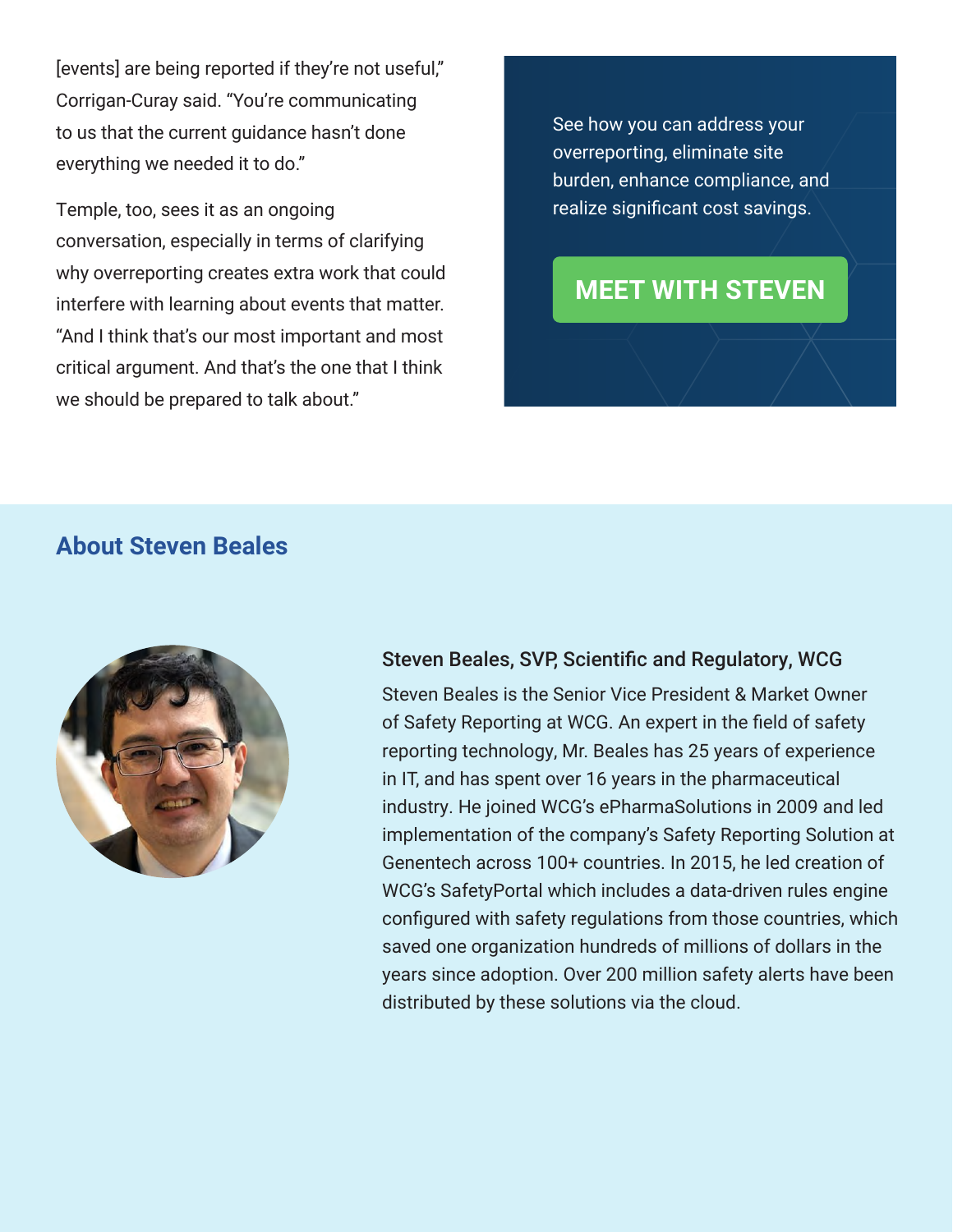[events] are being reported if they're not useful," Corrigan-Curay said. "You're communicating to us that the current guidance hasn't done everything we needed it to do."

Temple, too, sees it as an ongoing conversation, especially in terms of clarifying why overreporting creates extra work that could interfere with learning about events that matter. "And I think that's our most important and most critical argument. And that's the one that I think we should be prepared to talk about."

See how you can address your overreporting, eliminate site burden, enhance compliance, and realize significant cost savings.

**MEET WITH STEVEN**

## About Steven Beales

### Steven Beales, SVP, Scientific and Regulatory, WCG

Steven Beales is the Senior Vice President & Market Owner of Safety Reporting at WCG. An expert in the field of safety reporting technology, Mr. Beales has 25 years of experience in IT, and has spent over 16 years in the pharmaceutical industry. He joined WCG's ePharmaSolutions in 2009 and led implementation of the company's Safety Reporting Solution at Genentech across 100+ countries. In 2015, he led creation of WCG's SafetyPortal which includes a data-driven rules engine configured with safety regulations from those countries, which saved one organization hundreds of millions of dollars in the years since adoption. Over 200 million safety alerts have been distributed by these solutions via the cloud.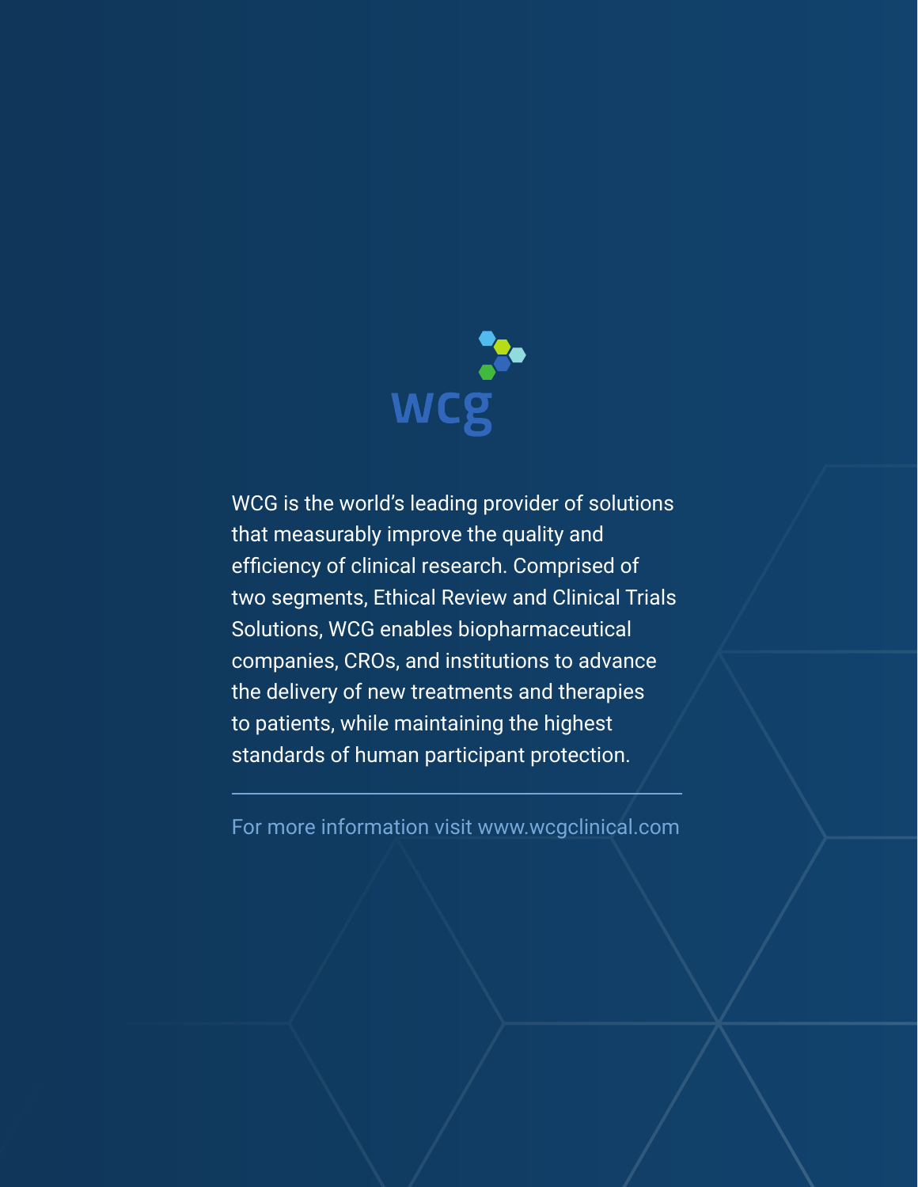wcg

WCG is the world's leading provider of solutions that measurably improve the quality and efficiency of clinical research. Comprised of two segments, Ethical Review and Clinical Trials Solutions, WCG enables biopharmaceutical companies, CROs, and institutions to advance the delivery of new treatments and therapies to patients, while maintaining the highest standards of human participant protection.

---

For more information visit www.wcgclinical.com